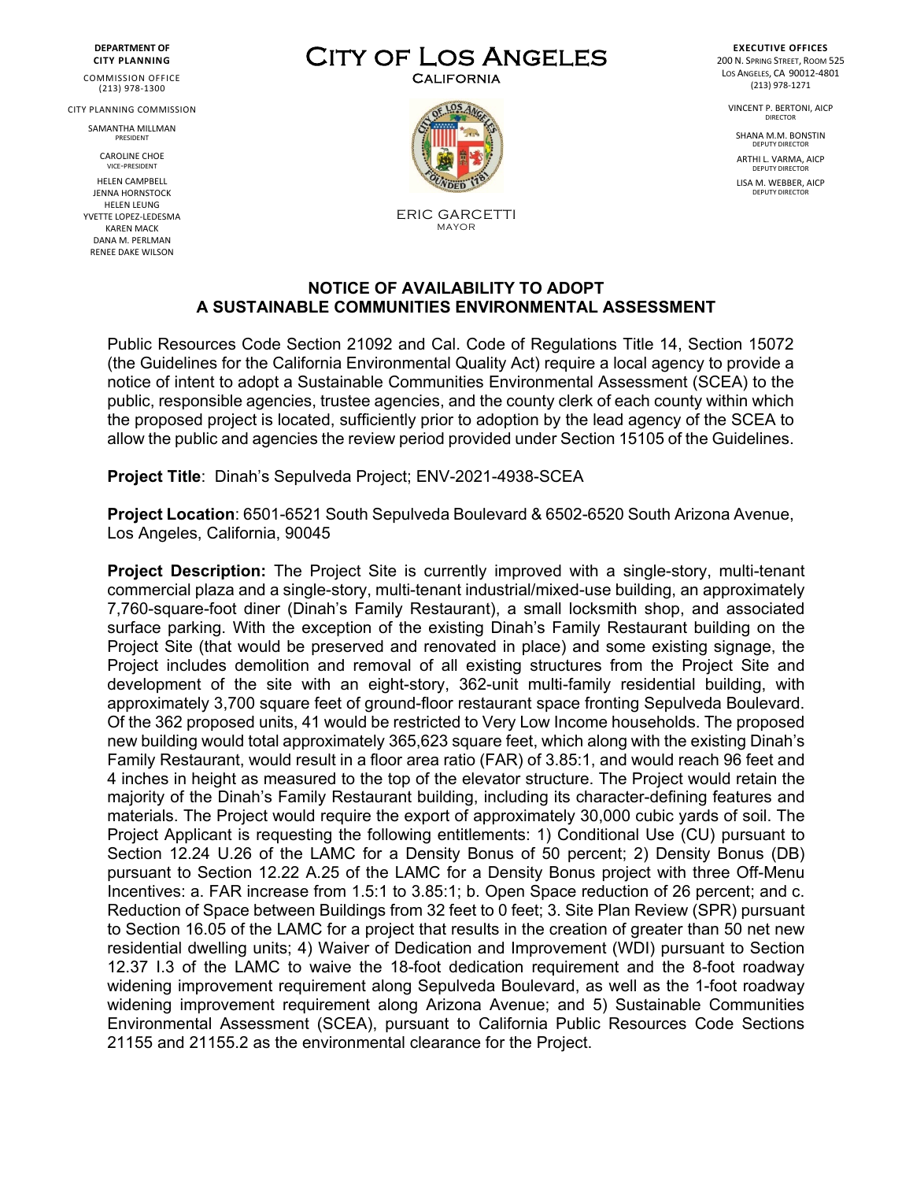DEPARTMENT OF CITY PLANNING

COMMISSION OFFICE
(213) 978-1300

CITY PLANNING COMMISSION

SAMANTHA MILLMAN
PRESIDENT

CAROLINE CHOE
VICE-PRESIDENT

HELEN CAMPBELL
JENNA HORNSTOCK
HELEN LEUNG
YVETTE LOPEZ-LEDESMA
KAREN MACK
DANA M. PERLMAN
RENEE DAKE WILSON

# CITY OF LOS ANGELES

CALIFORNIA

ERIC GARCETTI
MAYOR

EXECUTIVE OFFICES
200 N. SPRING STREET, ROOM 525
LOS ANGELES, CA 90012-4801
(213) 978-1271

VINCENT P. BERTONI, AICP
DIRECTOR

SHANA M.M. BONSTIN
DEPUTY DIRECTOR

ARTHI L. VARMA, AICP
DEPUTY DIRECTOR

LISA M. WEBBER, AICP
DEPUTY DIRECTOR

## NOTICE OF AVAILABILITY TO ADOPT A SUSTAINABLE COMMUNITIES ENVIRONMENTAL ASSESSMENT

Public Resources Code Section 21092 and Cal. Code of Regulations Title 14, Section 15072 (the Guidelines for the California Environmental Quality Act) require a local agency to provide a notice of intent to adopt a Sustainable Communities Environmental Assessment (SCEA) to the public, responsible agencies, trustee agencies, and the county clerk of each county within which the proposed project is located, sufficiently prior to adoption by the lead agency of the SCEA to allow the public and agencies the review period provided under Section 15105 of the Guidelines.

**Project Title**: Dinah's Sepulveda Project; ENV-2021-4938-SCEA

**Project Location**: 6501-6521 South Sepulveda Boulevard & 6502-6520 South Arizona Avenue, Los Angeles, California, 90045

**Project Description:** The Project Site is currently improved with a single-story, multi-tenant commercial plaza and a single-story, multi-tenant industrial/mixed-use building, an approximately 7,760-square-foot diner (Dinah's Family Restaurant), a small locksmith shop, and associated surface parking. With the exception of the existing Dinah's Family Restaurant building on the Project Site (that would be preserved and renovated in place) and some existing signage, the Project includes demolition and removal of all existing structures from the Project Site and development of the site with an eight-story, 362-unit multi-family residential building, with approximately 3,700 square feet of ground-floor restaurant space fronting Sepulveda Boulevard. Of the 362 proposed units, 41 would be restricted to Very Low Income households. The proposed new building would total approximately 365,623 square feet, which along with the existing Dinah's Family Restaurant, would result in a floor area ratio (FAR) of 3.85:1, and would reach 96 feet and 4 inches in height as measured to the top of the elevator structure. The Project would retain the majority of the Dinah's Family Restaurant building, including its character-defining features and materials. The Project would require the export of approximately 30,000 cubic yards of soil. The Project Applicant is requesting the following entitlements: 1) Conditional Use (CU) pursuant to Section 12.24 U.26 of the LAMC for a Density Bonus of 50 percent; 2) Density Bonus (DB) pursuant to Section 12.22 A.25 of the LAMC for a Density Bonus project with three Off-Menu Incentives: a. FAR increase from 1.5:1 to 3.85:1; b. Open Space reduction of 26 percent; and c. Reduction of Space between Buildings from 32 feet to 0 feet; 3. Site Plan Review (SPR) pursuant to Section 16.05 of the LAMC for a project that results in the creation of greater than 50 net new residential dwelling units; 4) Waiver of Dedication and Improvement (WDI) pursuant to Section 12.37 I.3 of the LAMC to waive the 18-foot dedication requirement and the 8-foot roadway widening improvement requirement along Sepulveda Boulevard, as well as the 1-foot roadway widening improvement requirement along Arizona Avenue; and 5) Sustainable Communities Environmental Assessment (SCEA), pursuant to California Public Resources Code Sections 21155 and 21155.2 as the environmental clearance for the Project.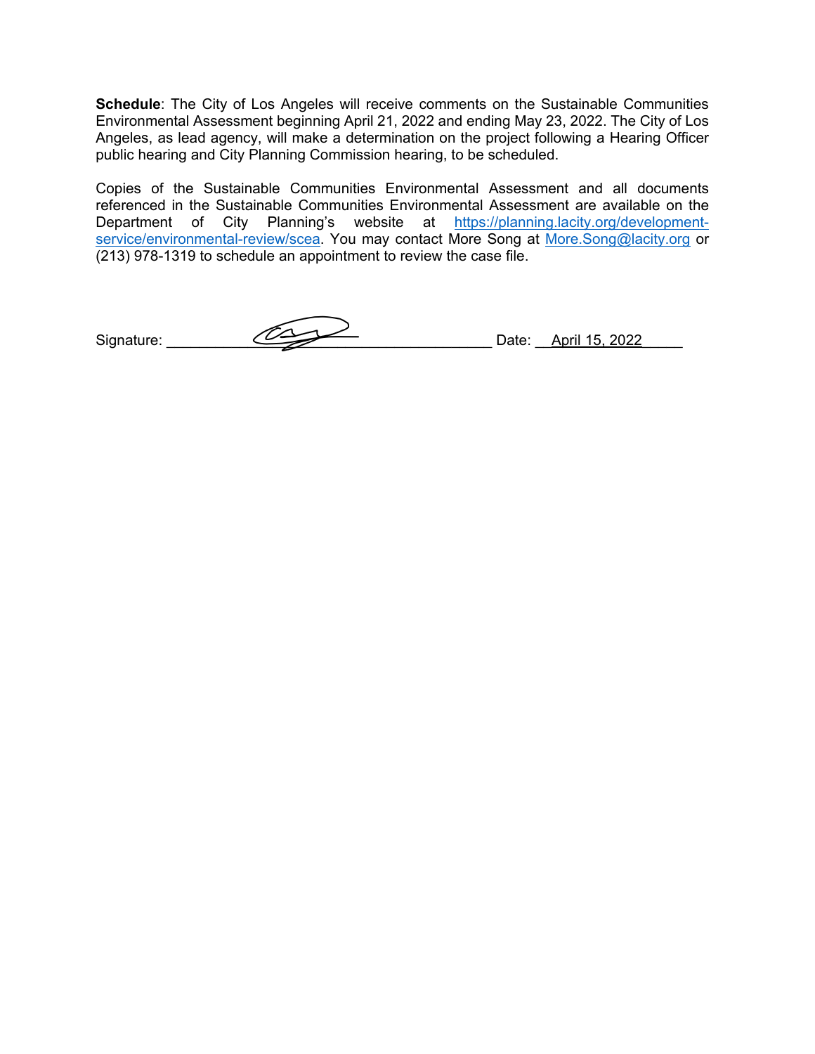**Schedule**: The City of Los Angeles will receive comments on the Sustainable Communities Environmental Assessment beginning April 21, 2022 and ending May 23, 2022. The City of Los Angeles, as lead agency, will make a determination on the project following a Hearing Officer public hearing and City Planning Commission hearing, to be scheduled.

Copies of the Sustainable Communities Environmental Assessment and all documents referenced in the Sustainable Communities Environmental Assessment are available on the Department of City Planning's website at https://planning.lacity.org/development-service/environmental-review/scea. You may contact More Song at More.Song@lacity.org or (213) 978-1319 to schedule an appointment to review the case file.

Signature: ______________________________________ Date: April 15, 2022